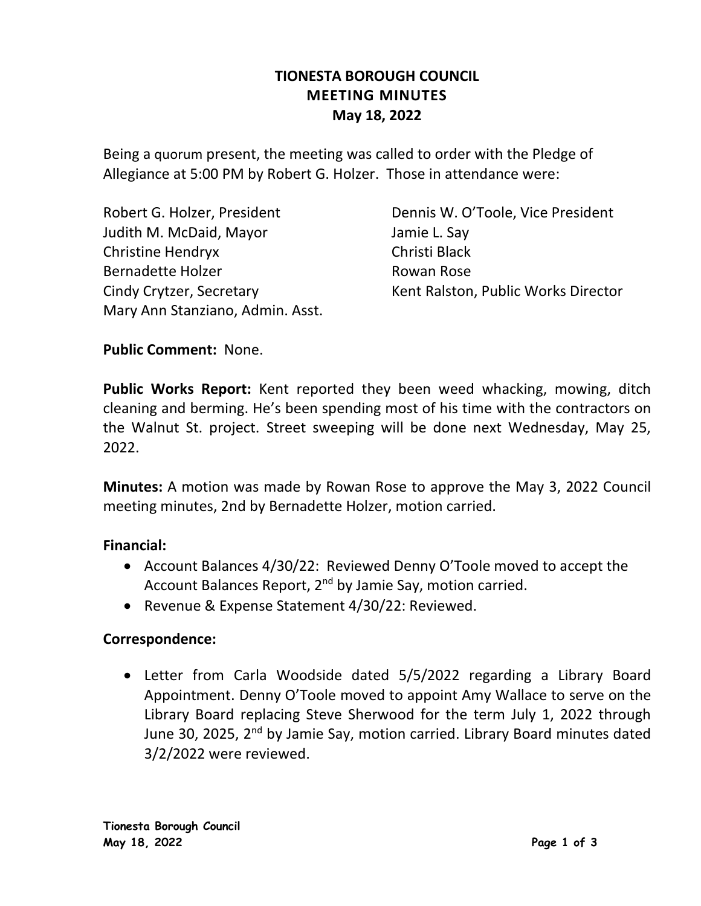# TIONESTA BOROUGH COUNCIL
## MEETING MINUTES
### May 18, 2022

Being a quorum present, the meeting was called to order with the Pledge of Allegiance at 5:00 PM by Robert G. Holzer. Those in attendance were:

Robert G. Holzer, President
Dennis W. O'Toole, Vice President
Judith M. McDaid, Mayor
Jamie L. Say
Christine Hendryx
Christi Black
Bernadette Holzer
Rowan Rose
Cindy Crytzer, Secretary
Kent Ralston, Public Works Director
Mary Ann Stanziano, Admin. Asst.

**Public Comment:** None.

**Public Works Report:** Kent reported they been weed whacking, mowing, ditch cleaning and berming. He's been spending most of his time with the contractors on the Walnut St. project. Street sweeping will be done next Wednesday, May 25, 2022.

**Minutes:** A motion was made by Rowan Rose to approve the May 3, 2022 Council meeting minutes, 2nd by Bernadette Holzer, motion carried.

**Financial:**

- Account Balances 4/30/22: Reviewed Denny O'Toole moved to accept the Account Balances Report, 2nd by Jamie Say, motion carried.
- Revenue & Expense Statement 4/30/22: Reviewed.

**Correspondence:**

- Letter from Carla Woodside dated 5/5/2022 regarding a Library Board Appointment. Denny O'Toole moved to appoint Amy Wallace to serve on the Library Board replacing Steve Sherwood for the term July 1, 2022 through June 30, 2025, 2nd by Jamie Say, motion carried. Library Board minutes dated 3/2/2022 were reviewed.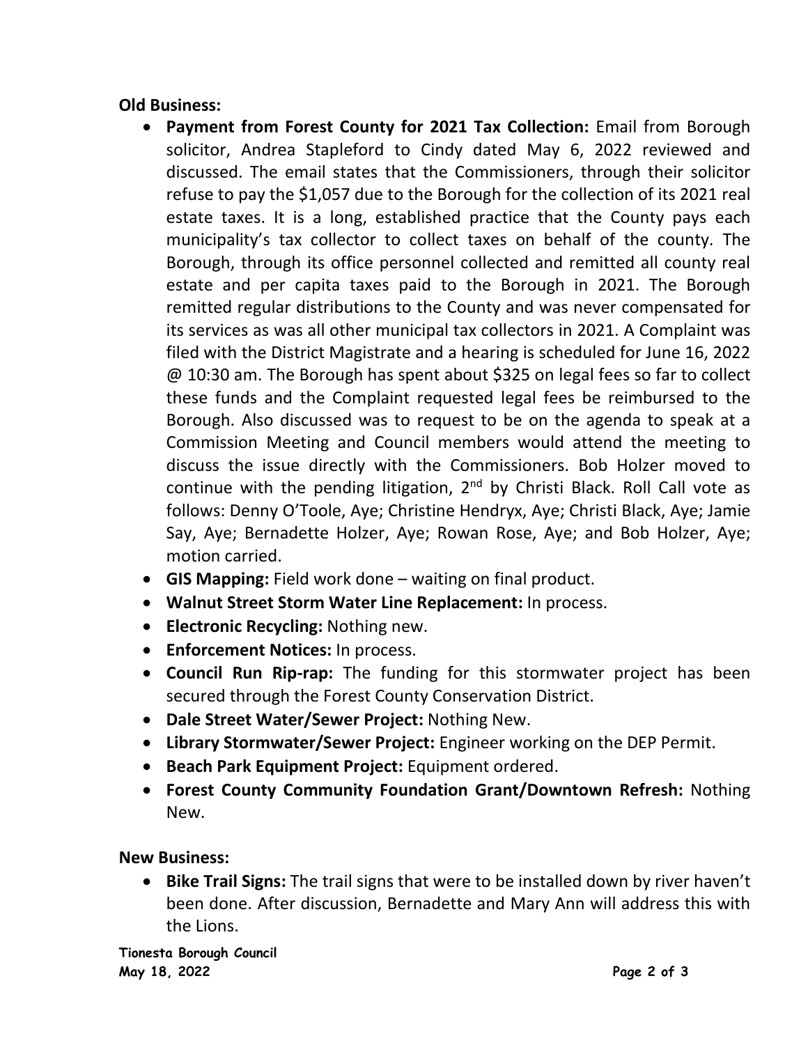**Old Business:**

- **Payment from Forest County for 2021 Tax Collection:** Email from Borough solicitor, Andrea Stapleford to Cindy dated May 6, 2022 reviewed and discussed. The email states that the Commissioners, through their solicitor refuse to pay the $1,057 due to the Borough for the collection of its 2021 real estate taxes. It is a long, established practice that the County pays each municipality's tax collector to collect taxes on behalf of the county. The Borough, through its office personnel collected and remitted all county real estate and per capita taxes paid to the Borough in 2021. The Borough remitted regular distributions to the County and was never compensated for its services as was all other municipal tax collectors in 2021. A Complaint was filed with the District Magistrate and a hearing is scheduled for June 16, 2022 @ 10:30 am. The Borough has spent about $325 on legal fees so far to collect these funds and the Complaint requested legal fees be reimbursed to the Borough. Also discussed was to request to be on the agenda to speak at a Commission Meeting and Council members would attend the meeting to discuss the issue directly with the Commissioners. Bob Holzer moved to continue with the pending litigation, 2nd by Christi Black. Roll Call vote as follows: Denny O'Toole, Aye; Christine Hendryx, Aye; Christi Black, Aye; Jamie Say, Aye; Bernadette Holzer, Aye; Rowan Rose, Aye; and Bob Holzer, Aye; motion carried.
- **GIS Mapping:** Field work done – waiting on final product.
- **Walnut Street Storm Water Line Replacement:** In process.
- **Electronic Recycling:** Nothing new.
- **Enforcement Notices:** In process.
- **Council Run Rip-rap:** The funding for this stormwater project has been secured through the Forest County Conservation District.
- **Dale Street Water/Sewer Project:** Nothing New.
- **Library Stormwater/Sewer Project:** Engineer working on the DEP Permit.
- **Beach Park Equipment Project:** Equipment ordered.
- **Forest County Community Foundation Grant/Downtown Refresh:** Nothing New.

**New Business:**

- **Bike Trail Signs:** The trail signs that were to be installed down by river haven't been done. After discussion, Bernadette and Mary Ann will address this with the Lions.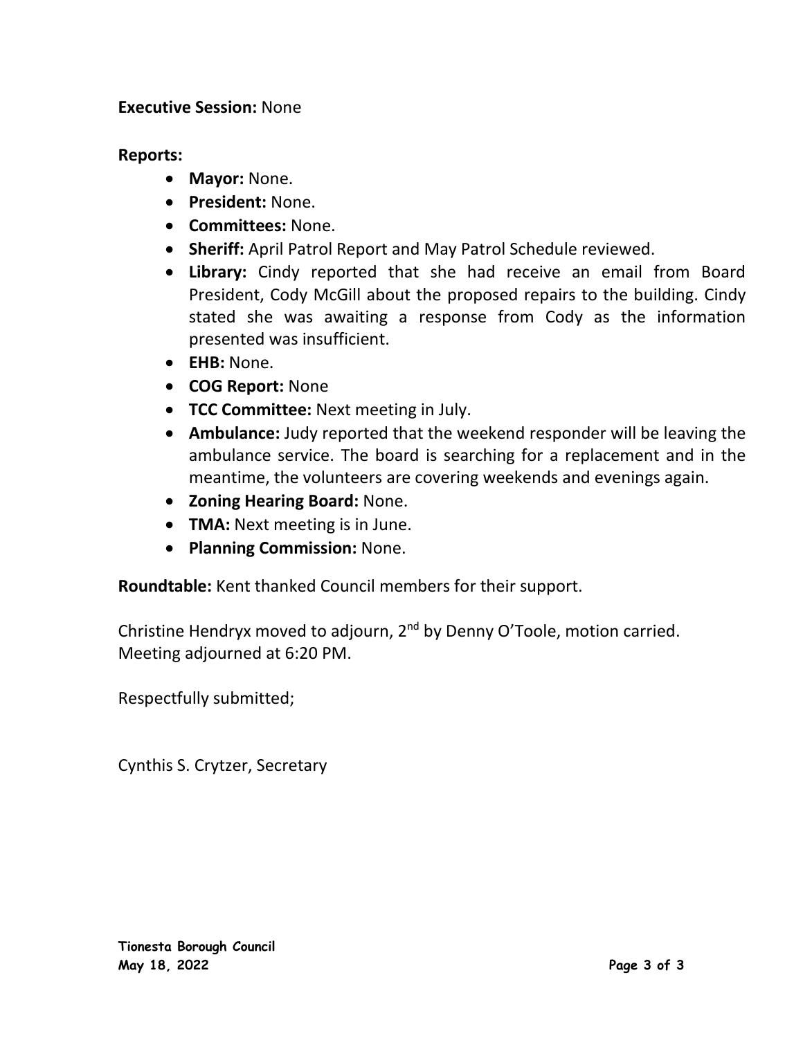**Executive Session:** None

**Reports:**

- **Mayor:** None.
- **President:** None.
- **Committees:** None.
- **Sheriff:** April Patrol Report and May Patrol Schedule reviewed.
- **Library:** Cindy reported that she had receive an email from Board President, Cody McGill about the proposed repairs to the building. Cindy stated she was awaiting a response from Cody as the information presented was insufficient.
- **EHB:** None.
- **COG Report:** None
- **TCC Committee:** Next meeting in July.
- **Ambulance:** Judy reported that the weekend responder will be leaving the ambulance service. The board is searching for a replacement and in the meantime, the volunteers are covering weekends and evenings again.
- **Zoning Hearing Board:** None.
- **TMA:** Next meeting is in June.
- **Planning Commission:** None.

**Roundtable:** Kent thanked Council members for their support.

Christine Hendryx moved to adjourn, 2nd by Denny O'Toole, motion carried.
Meeting adjourned at 6:20 PM.

Respectfully submitted;

Cynthis S. Crytzer, Secretary